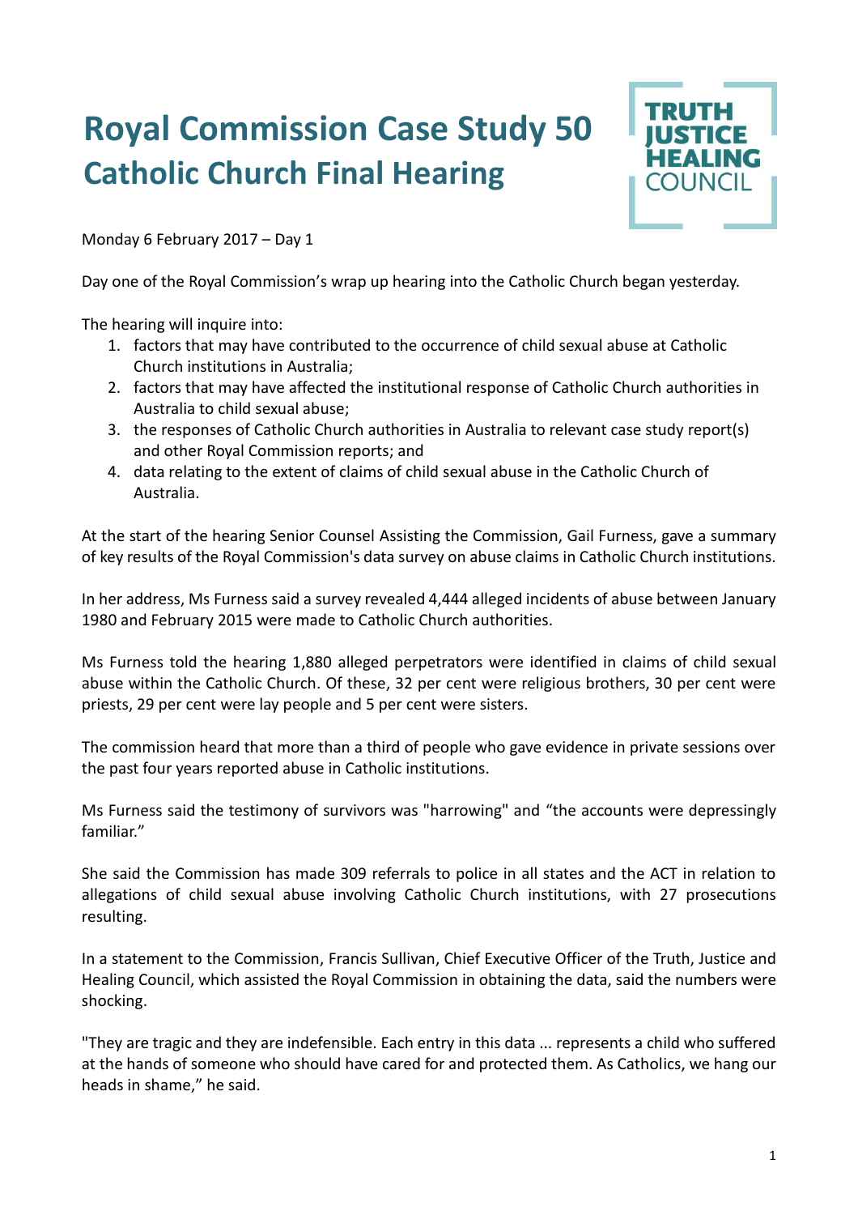# Royal Commission Case Study 50
## Catholic Church Final Hearing

TRUTH JUSTICE HEALING COUNCIL

Monday 6 February 2017 – Day 1

Day one of the Royal Commission's wrap up hearing into the Catholic Church began yesterday.

The hearing will inquire into:

1. factors that may have contributed to the occurrence of child sexual abuse at Catholic Church institutions in Australia;
2. factors that may have affected the institutional response of Catholic Church authorities in Australia to child sexual abuse;
3. the responses of Catholic Church authorities in Australia to relevant case study report(s) and other Royal Commission reports; and
4. data relating to the extent of claims of child sexual abuse in the Catholic Church of Australia.

At the start of the hearing Senior Counsel Assisting the Commission, Gail Furness, gave a summary of key results of the Royal Commission's data survey on abuse claims in Catholic Church institutions.

In her address, Ms Furness said a survey revealed 4,444 alleged incidents of abuse between January 1980 and February 2015 were made to Catholic Church authorities.

Ms Furness told the hearing 1,880 alleged perpetrators were identified in claims of child sexual abuse within the Catholic Church. Of these, 32 per cent were religious brothers, 30 per cent were priests, 29 per cent were lay people and 5 per cent were sisters.

The commission heard that more than a third of people who gave evidence in private sessions over the past four years reported abuse in Catholic institutions.

Ms Furness said the testimony of survivors was "harrowing" and "the accounts were depressingly familiar."

She said the Commission has made 309 referrals to police in all states and the ACT in relation to allegations of child sexual abuse involving Catholic Church institutions, with 27 prosecutions resulting.

In a statement to the Commission, Francis Sullivan, Chief Executive Officer of the Truth, Justice and Healing Council, which assisted the Royal Commission in obtaining the data, said the numbers were shocking.

"They are tragic and they are indefensible. Each entry in this data ... represents a child who suffered at the hands of someone who should have cared for and protected them. As Catholics, we hang our heads in shame," he said.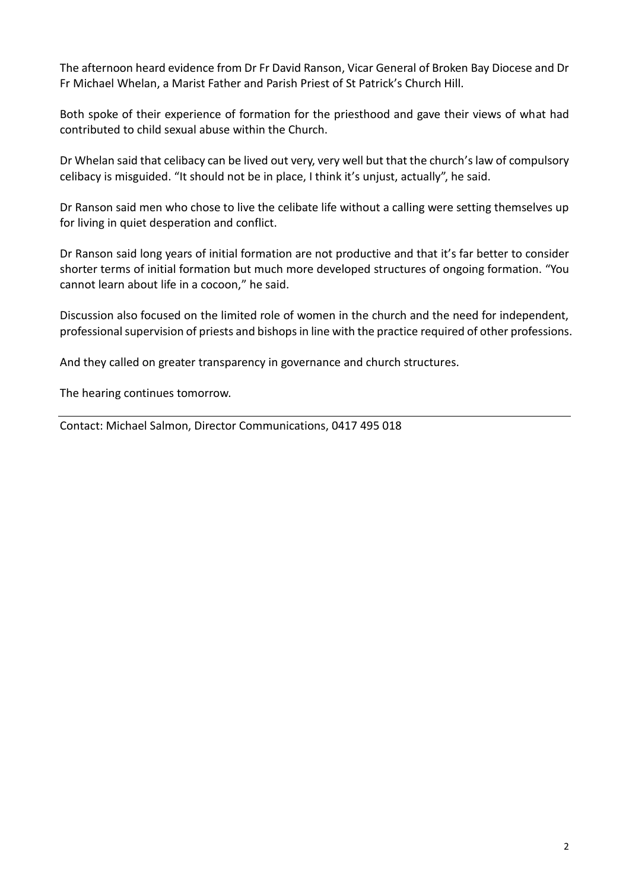The afternoon heard evidence from Dr Fr David Ranson, Vicar General of Broken Bay Diocese and Dr Fr Michael Whelan, a Marist Father and Parish Priest of St Patrick's Church Hill.

Both spoke of their experience of formation for the priesthood and gave their views of what had contributed to child sexual abuse within the Church.

Dr Whelan said that celibacy can be lived out very, very well but that the church's law of compulsory celibacy is misguided. "It should not be in place, I think it's unjust, actually", he said.

Dr Ranson said men who chose to live the celibate life without a calling were setting themselves up for living in quiet desperation and conflict.

Dr Ranson said long years of initial formation are not productive and that it's far better to consider shorter terms of initial formation but much more developed structures of ongoing formation. "You cannot learn about life in a cocoon," he said.

Discussion also focused on the limited role of women in the church and the need for independent, professional supervision of priests and bishops in line with the practice required of other professions.

And they called on greater transparency in governance and church structures.

The hearing continues tomorrow.

---

Contact: Michael Salmon, Director Communications, 0417 495 018